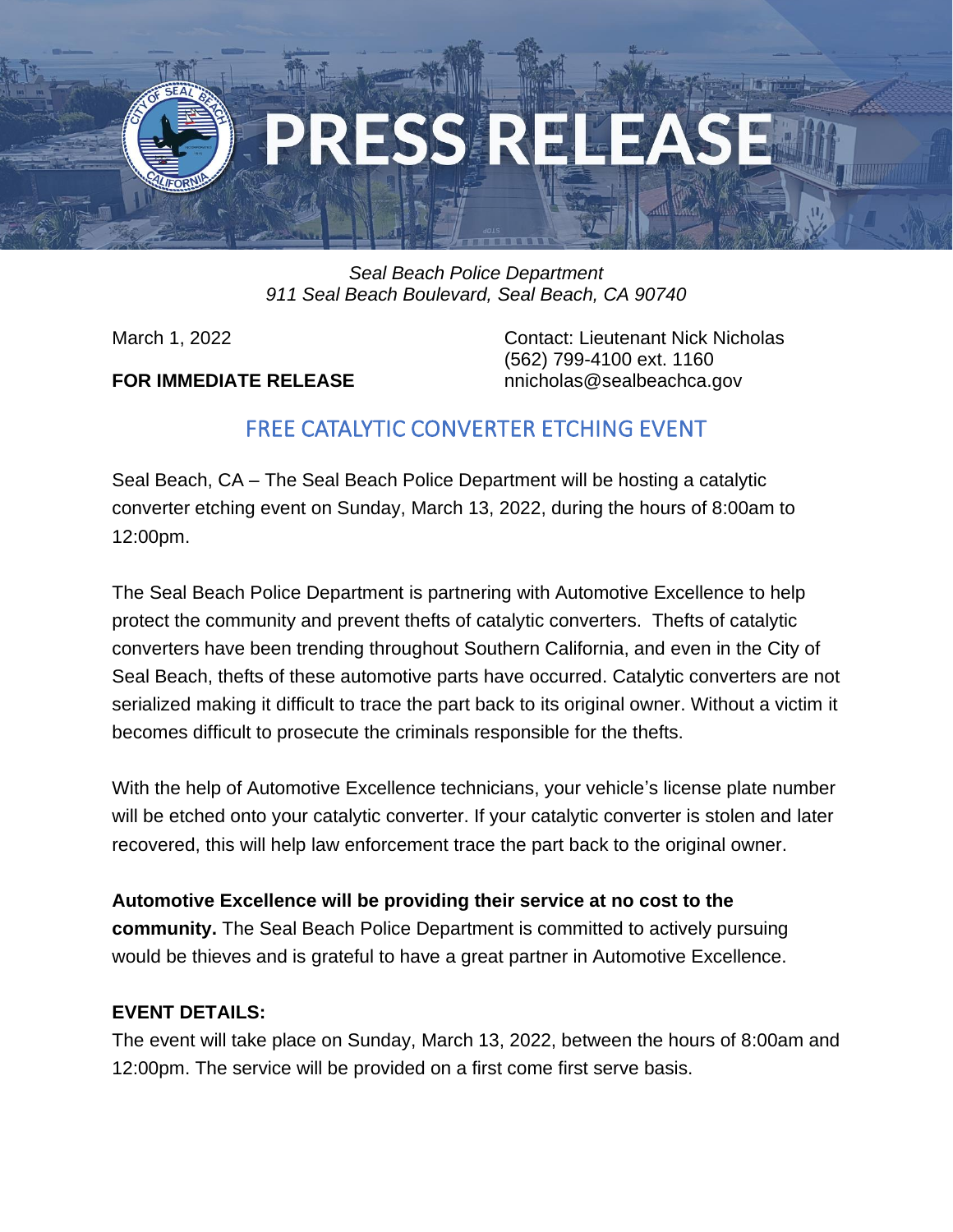# PRESS RELEASE

*Seal Beach Police Department*
*911 Seal Beach Boulevard, Seal Beach, CA 90740*

March 1, 2022

**FOR IMMEDIATE RELEASE**

Contact: Lieutenant Nick Nicholas
(562) 799-4100 ext. 1160
nnicholas@sealbeachca.gov

## FREE CATALYTIC CONVERTER ETCHING EVENT

Seal Beach, CA – The Seal Beach Police Department will be hosting a catalytic converter etching event on Sunday, March 13, 2022, during the hours of 8:00am to 12:00pm.

The Seal Beach Police Department is partnering with Automotive Excellence to help protect the community and prevent thefts of catalytic converters. Thefts of catalytic converters have been trending throughout Southern California, and even in the City of Seal Beach, thefts of these automotive parts have occurred. Catalytic converters are not serialized making it difficult to trace the part back to its original owner. Without a victim it becomes difficult to prosecute the criminals responsible for the thefts.

With the help of Automotive Excellence technicians, your vehicle's license plate number will be etched onto your catalytic converter. If your catalytic converter is stolen and later recovered, this will help law enforcement trace the part back to the original owner.

**Automotive Excellence will be providing their service at no cost to the community.** The Seal Beach Police Department is committed to actively pursuing would be thieves and is grateful to have a great partner in Automotive Excellence.

**EVENT DETAILS:**
The event will take place on Sunday, March 13, 2022, between the hours of 8:00am and 12:00pm. The service will be provided on a first come first serve basis.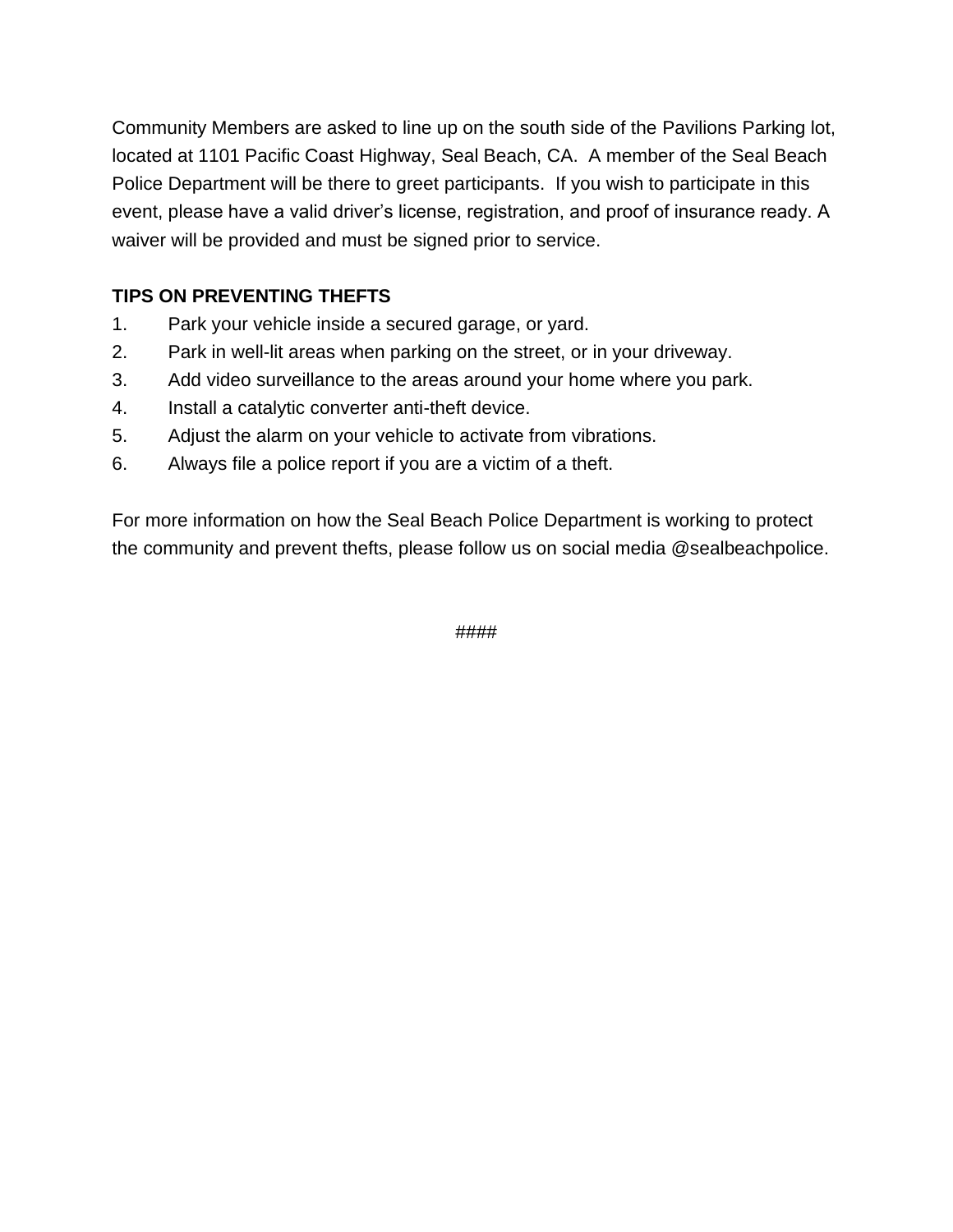Community Members are asked to line up on the south side of the Pavilions Parking lot, located at 1101 Pacific Coast Highway, Seal Beach, CA. A member of the Seal Beach Police Department will be there to greet participants. If you wish to participate in this event, please have a valid driver's license, registration, and proof of insurance ready. A waiver will be provided and must be signed prior to service.

**TIPS ON PREVENTING THEFTS**

1. Park your vehicle inside a secured garage, or yard.
2. Park in well-lit areas when parking on the street, or in your driveway.
3. Add video surveillance to the areas around your home where you park.
4. Install a catalytic converter anti-theft device.
5. Adjust the alarm on your vehicle to activate from vibrations.
6. Always file a police report if you are a victim of a theft.

For more information on how the Seal Beach Police Department is working to protect the community and prevent thefts, please follow us on social media @sealbeachpolice.

####